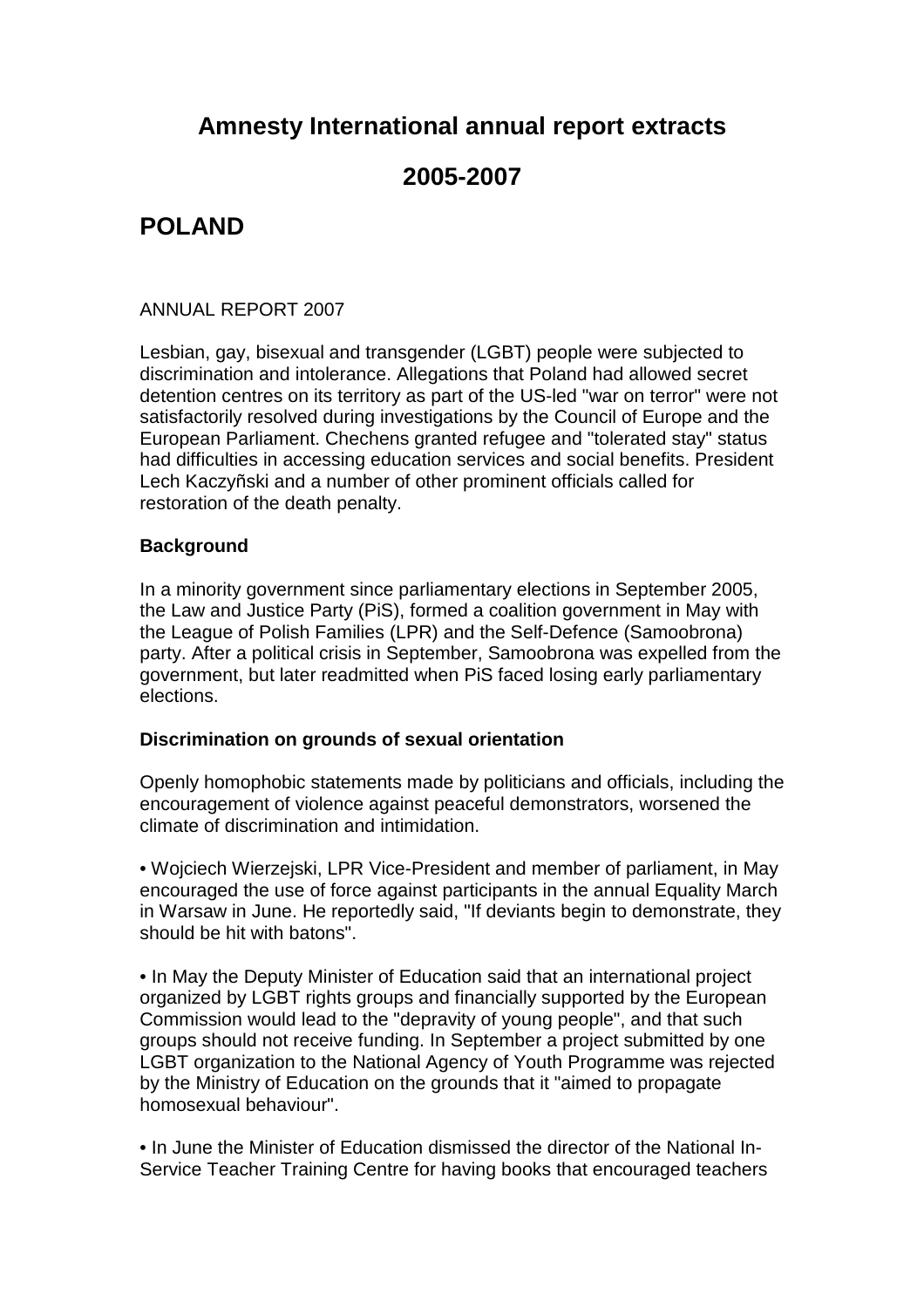# Amnesty International annual report extracts

# 2005-2007

## POLAND

ANNUAL REPORT 2007

Lesbian, gay, bisexual and transgender (LGBT) people were subjected to discrimination and intolerance. Allegations that Poland had allowed secret detention centres on its territory as part of the US-led "war on terror" were not satisfactorily resolved during investigations by the Council of Europe and the European Parliament. Chechens granted refugee and "tolerated stay" status had difficulties in accessing education services and social benefits. President Lech Kaczyñski and a number of other prominent officials called for restoration of the death penalty.

**Background**

In a minority government since parliamentary elections in September 2005, the Law and Justice Party (PiS), formed a coalition government in May with the League of Polish Families (LPR) and the Self-Defence (Samoobrona) party. After a political crisis in September, Samoobrona was expelled from the government, but later readmitted when PiS faced losing early parliamentary elections.

**Discrimination on grounds of sexual orientation**

Openly homophobic statements made by politicians and officials, including the encouragement of violence against peaceful demonstrators, worsened the climate of discrimination and intimidation.

• Wojciech Wierzejski, LPR Vice-President and member of parliament, in May encouraged the use of force against participants in the annual Equality March in Warsaw in June. He reportedly said, "If deviants begin to demonstrate, they should be hit with batons".

• In May the Deputy Minister of Education said that an international project organized by LGBT rights groups and financially supported by the European Commission would lead to the "depravity of young people", and that such groups should not receive funding. In September a project submitted by one LGBT organization to the National Agency of Youth Programme was rejected by the Ministry of Education on the grounds that it "aimed to propagate homosexual behaviour".

• In June the Minister of Education dismissed the director of the National In-Service Teacher Training Centre for having books that encouraged teachers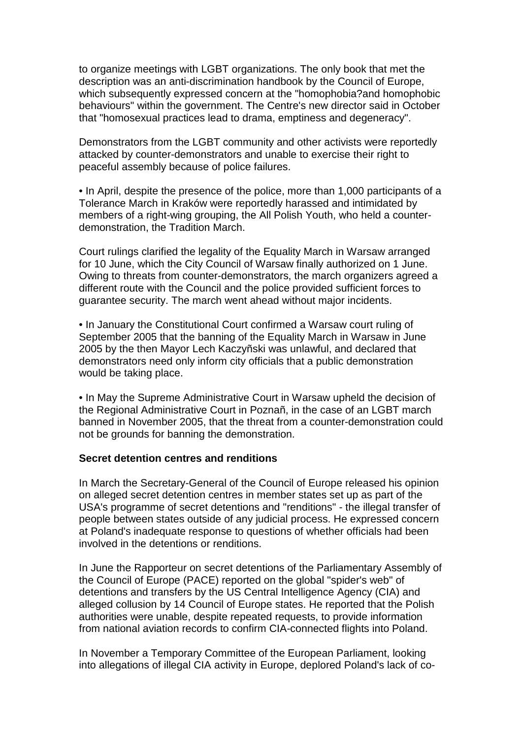to organize meetings with LGBT organizations. The only book that met the description was an anti-discrimination handbook by the Council of Europe, which subsequently expressed concern at the "homophobia?and homophobic behaviours" within the government. The Centre's new director said in October that "homosexual practices lead to drama, emptiness and degeneracy".

Demonstrators from the LGBT community and other activists were reportedly attacked by counter-demonstrators and unable to exercise their right to peaceful assembly because of police failures.

• In April, despite the presence of the police, more than 1,000 participants of a Tolerance March in Kraków were reportedly harassed and intimidated by members of a right-wing grouping, the All Polish Youth, who held a counter-demonstration, the Tradition March.

Court rulings clarified the legality of the Equality March in Warsaw arranged for 10 June, which the City Council of Warsaw finally authorized on 1 June. Owing to threats from counter-demonstrators, the march organizers agreed a different route with the Council and the police provided sufficient forces to guarantee security. The march went ahead without major incidents.

• In January the Constitutional Court confirmed a Warsaw court ruling of September 2005 that the banning of the Equality March in Warsaw in June 2005 by the then Mayor Lech Kaczyñski was unlawful, and declared that demonstrators need only inform city officials that a public demonstration would be taking place.

• In May the Supreme Administrative Court in Warsaw upheld the decision of the Regional Administrative Court in Poznañ, in the case of an LGBT march banned in November 2005, that the threat from a counter-demonstration could not be grounds for banning the demonstration.

**Secret detention centres and renditions**

In March the Secretary-General of the Council of Europe released his opinion on alleged secret detention centres in member states set up as part of the USA's programme of secret detentions and "renditions" - the illegal transfer of people between states outside of any judicial process. He expressed concern at Poland's inadequate response to questions of whether officials had been involved in the detentions or renditions.

In June the Rapporteur on secret detentions of the Parliamentary Assembly of the Council of Europe (PACE) reported on the global "spider's web" of detentions and transfers by the US Central Intelligence Agency (CIA) and alleged collusion by 14 Council of Europe states. He reported that the Polish authorities were unable, despite repeated requests, to provide information from national aviation records to confirm CIA-connected flights into Poland.

In November a Temporary Committee of the European Parliament, looking into allegations of illegal CIA activity in Europe, deplored Poland's lack of co-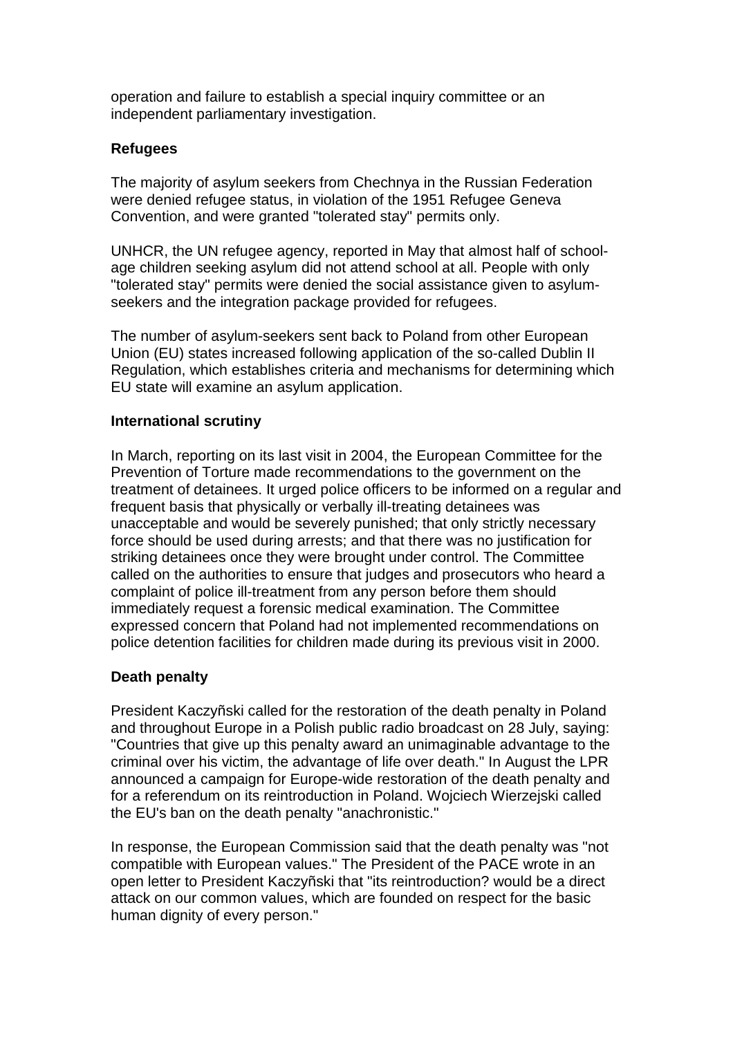operation and failure to establish a special inquiry committee or an independent parliamentary investigation.

**Refugees**

The majority of asylum seekers from Chechnya in the Russian Federation were denied refugee status, in violation of the 1951 Refugee Geneva Convention, and were granted "tolerated stay" permits only.

UNHCR, the UN refugee agency, reported in May that almost half of school-age children seeking asylum did not attend school at all. People with only "tolerated stay" permits were denied the social assistance given to asylum-seekers and the integration package provided for refugees.

The number of asylum-seekers sent back to Poland from other European Union (EU) states increased following application of the so-called Dublin II Regulation, which establishes criteria and mechanisms for determining which EU state will examine an asylum application.

**International scrutiny**

In March, reporting on its last visit in 2004, the European Committee for the Prevention of Torture made recommendations to the government on the treatment of detainees. It urged police officers to be informed on a regular and frequent basis that physically or verbally ill-treating detainees was unacceptable and would be severely punished; that only strictly necessary force should be used during arrests; and that there was no justification for striking detainees once they were brought under control. The Committee called on the authorities to ensure that judges and prosecutors who heard a complaint of police ill-treatment from any person before them should immediately request a forensic medical examination. The Committee expressed concern that Poland had not implemented recommendations on police detention facilities for children made during its previous visit in 2000.

**Death penalty**

President Kaczyñski called for the restoration of the death penalty in Poland and throughout Europe in a Polish public radio broadcast on 28 July, saying: "Countries that give up this penalty award an unimaginable advantage to the criminal over his victim, the advantage of life over death." In August the LPR announced a campaign for Europe-wide restoration of the death penalty and for a referendum on its reintroduction in Poland. Wojciech Wierzejski called the EU's ban on the death penalty "anachronistic."

In response, the European Commission said that the death penalty was "not compatible with European values." The President of the PACE wrote in an open letter to President Kaczyñski that "its reintroduction? would be a direct attack on our common values, which are founded on respect for the basic human dignity of every person."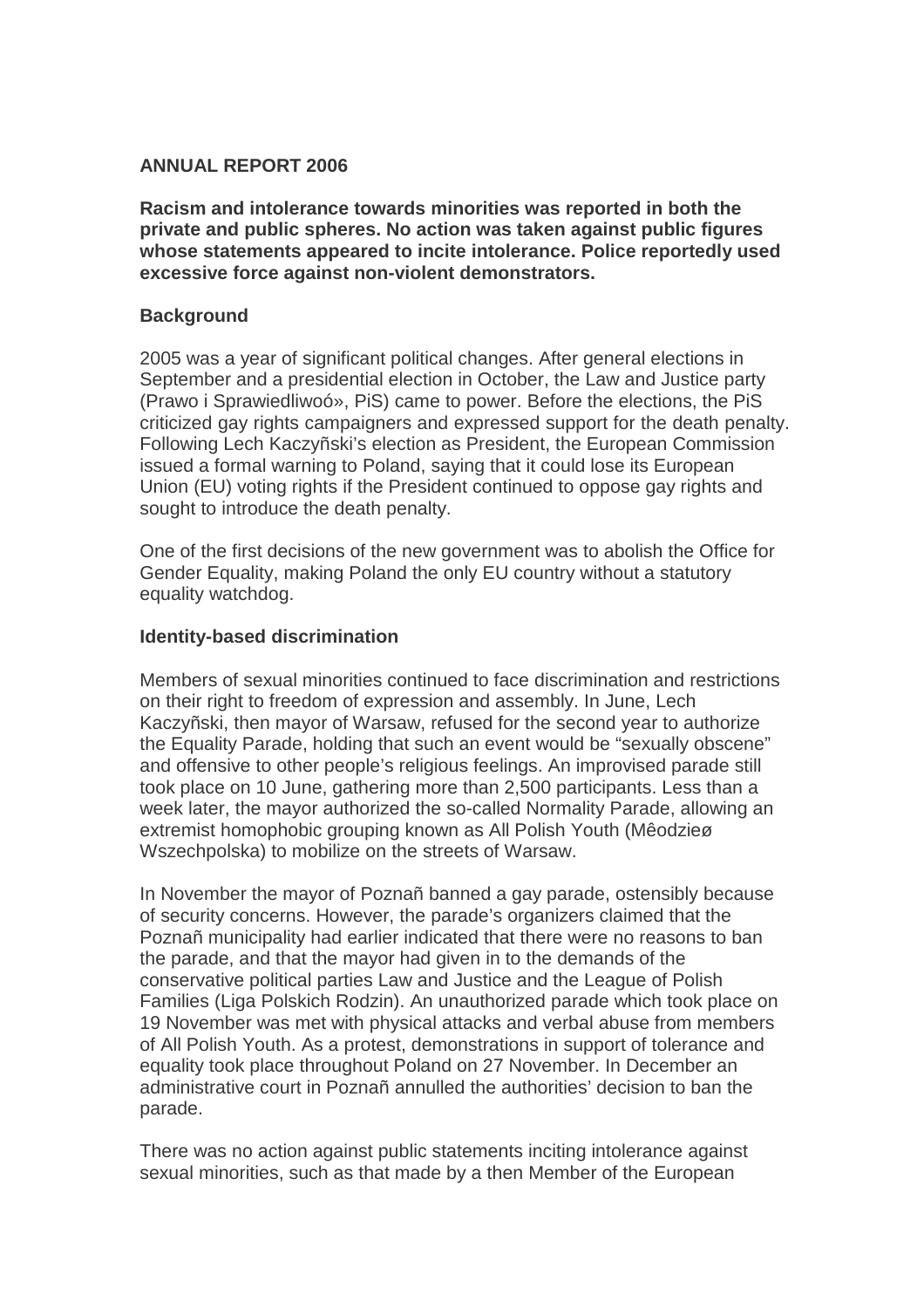**ANNUAL REPORT 2006**

**Racism and intolerance towards minorities was reported in both the private and public spheres. No action was taken against public figures whose statements appeared to incite intolerance. Police reportedly used excessive force against non-violent demonstrators.**

**Background**

2005 was a year of significant political changes. After general elections in September and a presidential election in October, the Law and Justice party (Prawo i Sprawiedliwoó», PiS) came to power. Before the elections, the PiS criticized gay rights campaigners and expressed support for the death penalty. Following Lech Kaczyñski's election as President, the European Commission issued a formal warning to Poland, saying that it could lose its European Union (EU) voting rights if the President continued to oppose gay rights and sought to introduce the death penalty.

One of the first decisions of the new government was to abolish the Office for Gender Equality, making Poland the only EU country without a statutory equality watchdog.

**Identity-based discrimination**

Members of sexual minorities continued to face discrimination and restrictions on their right to freedom of expression and assembly. In June, Lech Kaczyñski, then mayor of Warsaw, refused for the second year to authorize the Equality Parade, holding that such an event would be "sexually obscene" and offensive to other people's religious feelings. An improvised parade still took place on 10 June, gathering more than 2,500 participants. Less than a week later, the mayor authorized the so-called Normality Parade, allowing an extremist homophobic grouping known as All Polish Youth (Mêodzieø Wszechpolska) to mobilize on the streets of Warsaw.

In November the mayor of Poznañ banned a gay parade, ostensibly because of security concerns. However, the parade's organizers claimed that the Poznañ municipality had earlier indicated that there were no reasons to ban the parade, and that the mayor had given in to the demands of the conservative political parties Law and Justice and the League of Polish Families (Liga Polskich Rodzin). An unauthorized parade which took place on 19 November was met with physical attacks and verbal abuse from members of All Polish Youth. As a protest, demonstrations in support of tolerance and equality took place throughout Poland on 27 November. In December an administrative court in Poznañ annulled the authorities' decision to ban the parade.

There was no action against public statements inciting intolerance against sexual minorities, such as that made by a then Member of the European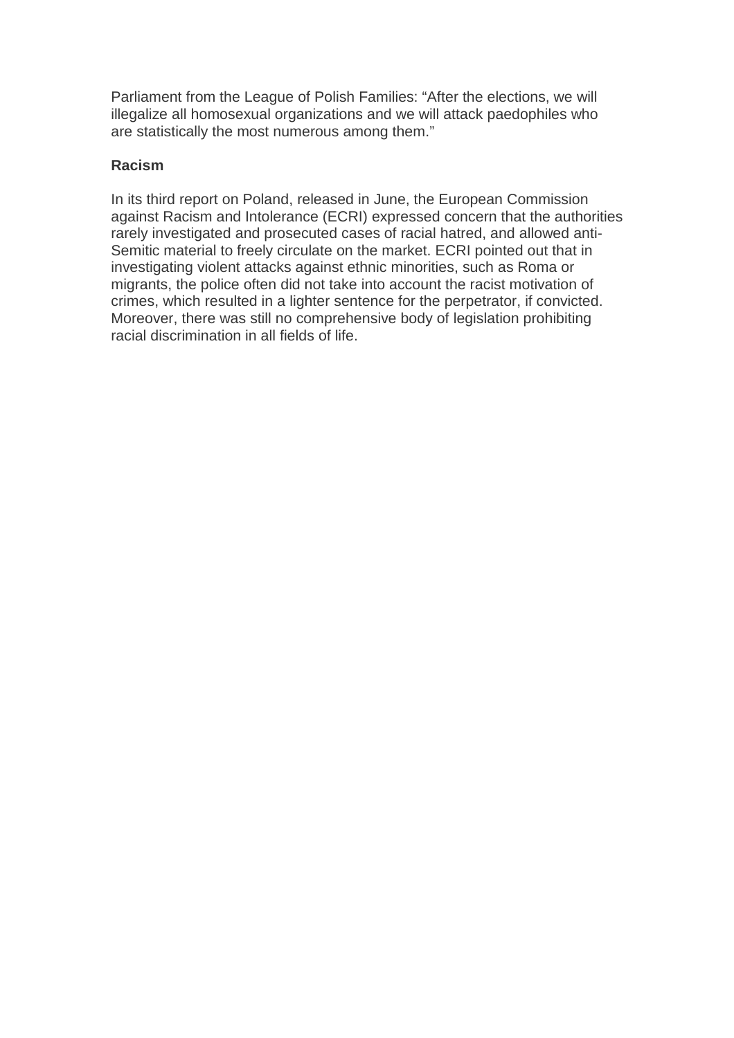Parliament from the League of Polish Families: “After the elections, we will illegalize all homosexual organizations and we will attack paedophiles who are statistically the most numerous among them.”

**Racism**

In its third report on Poland, released in June, the European Commission against Racism and Intolerance (ECRI) expressed concern that the authorities rarely investigated and prosecuted cases of racial hatred, and allowed anti-Semitic material to freely circulate on the market. ECRI pointed out that in investigating violent attacks against ethnic minorities, such as Roma or migrants, the police often did not take into account the racist motivation of crimes, which resulted in a lighter sentence for the perpetrator, if convicted. Moreover, there was still no comprehensive body of legislation prohibiting racial discrimination in all fields of life.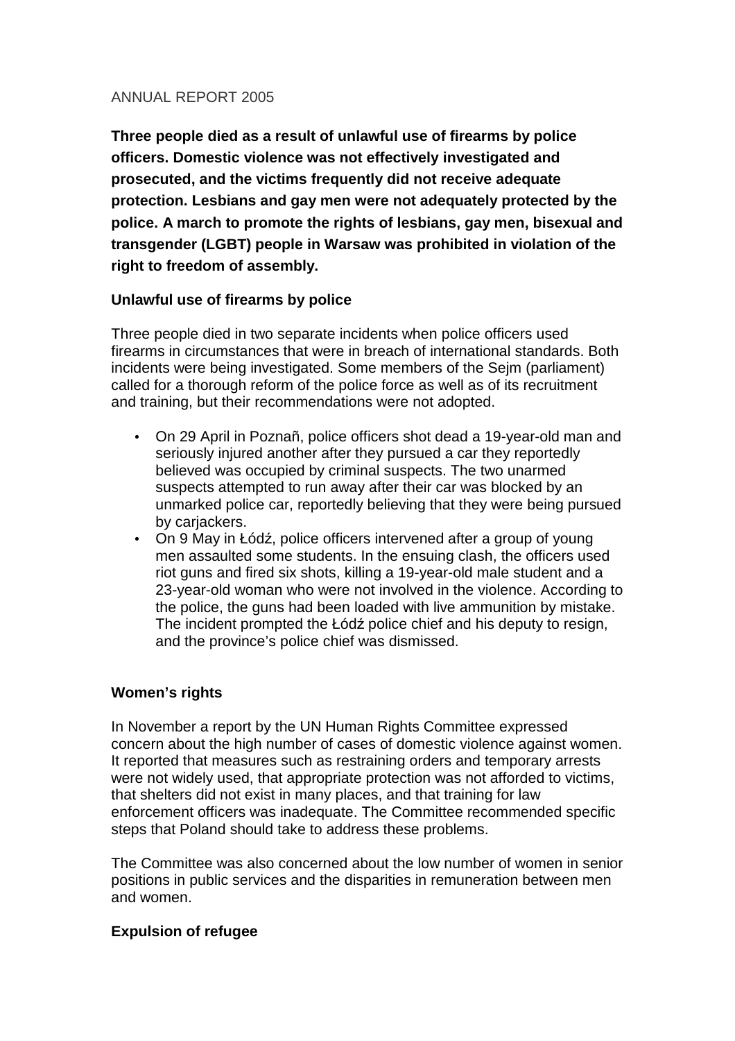ANNUAL REPORT 2005

**Three people died as a result of unlawful use of firearms by police officers. Domestic violence was not effectively investigated and prosecuted, and the victims frequently did not receive adequate protection. Lesbians and gay men were not adequately protected by the police. A march to promote the rights of lesbians, gay men, bisexual and transgender (LGBT) people in Warsaw was prohibited in violation of the right to freedom of assembly.**

**Unlawful use of firearms by police**

Three people died in two separate incidents when police officers used firearms in circumstances that were in breach of international standards. Both incidents were being investigated. Some members of the Sejm (parliament) called for a thorough reform of the police force as well as of its recruitment and training, but their recommendations were not adopted.

- On 29 April in Poznañ, police officers shot dead a 19-year-old man and seriously injured another after they pursued a car they reportedly believed was occupied by criminal suspects. The two unarmed suspects attempted to run away after their car was blocked by an unmarked police car, reportedly believing that they were being pursued by carjackers.
- On 9 May in Łódź, police officers intervened after a group of young men assaulted some students. In the ensuing clash, the officers used riot guns and fired six shots, killing a 19-year-old male student and a 23-year-old woman who were not involved in the violence. According to the police, the guns had been loaded with live ammunition by mistake. The incident prompted the Łódź police chief and his deputy to resign, and the province's police chief was dismissed.

**Women's rights**

In November a report by the UN Human Rights Committee expressed concern about the high number of cases of domestic violence against women. It reported that measures such as restraining orders and temporary arrests were not widely used, that appropriate protection was not afforded to victims, that shelters did not exist in many places, and that training for law enforcement officers was inadequate. The Committee recommended specific steps that Poland should take to address these problems.

The Committee was also concerned about the low number of women in senior positions in public services and the disparities in remuneration between men and women.

**Expulsion of refugee**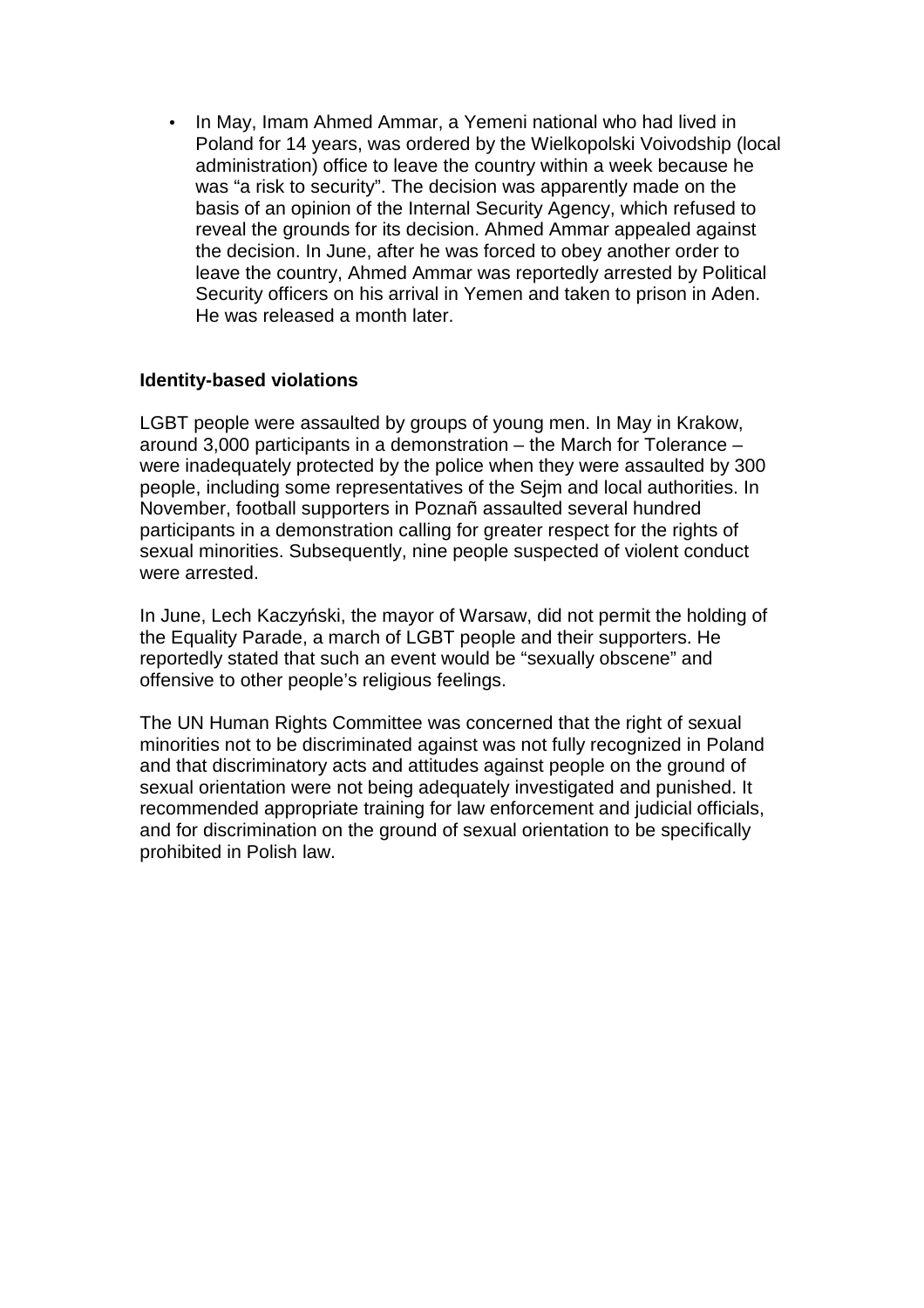- In May, Imam Ahmed Ammar, a Yemeni national who had lived in Poland for 14 years, was ordered by the Wielkopolski Voivodship (local administration) office to leave the country within a week because he was "a risk to security". The decision was apparently made on the basis of an opinion of the Internal Security Agency, which refused to reveal the grounds for its decision. Ahmed Ammar appealed against the decision. In June, after he was forced to obey another order to leave the country, Ahmed Ammar was reportedly arrested by Political Security officers on his arrival in Yemen and taken to prison in Aden. He was released a month later.

**Identity-based violations**

LGBT people were assaulted by groups of young men. In May in Krakow, around 3,000 participants in a demonstration – the March for Tolerance – were inadequately protected by the police when they were assaulted by 300 people, including some representatives of the Sejm and local authorities. In November, football supporters in Poznañ assaulted several hundred participants in a demonstration calling for greater respect for the rights of sexual minorities. Subsequently, nine people suspected of violent conduct were arrested.

In June, Lech Kaczyński, the mayor of Warsaw, did not permit the holding of the Equality Parade, a march of LGBT people and their supporters. He reportedly stated that such an event would be "sexually obscene" and offensive to other people's religious feelings.

The UN Human Rights Committee was concerned that the right of sexual minorities not to be discriminated against was not fully recognized in Poland and that discriminatory acts and attitudes against people on the ground of sexual orientation were not being adequately investigated and punished. It recommended appropriate training for law enforcement and judicial officials, and for discrimination on the ground of sexual orientation to be specifically prohibited in Polish law.